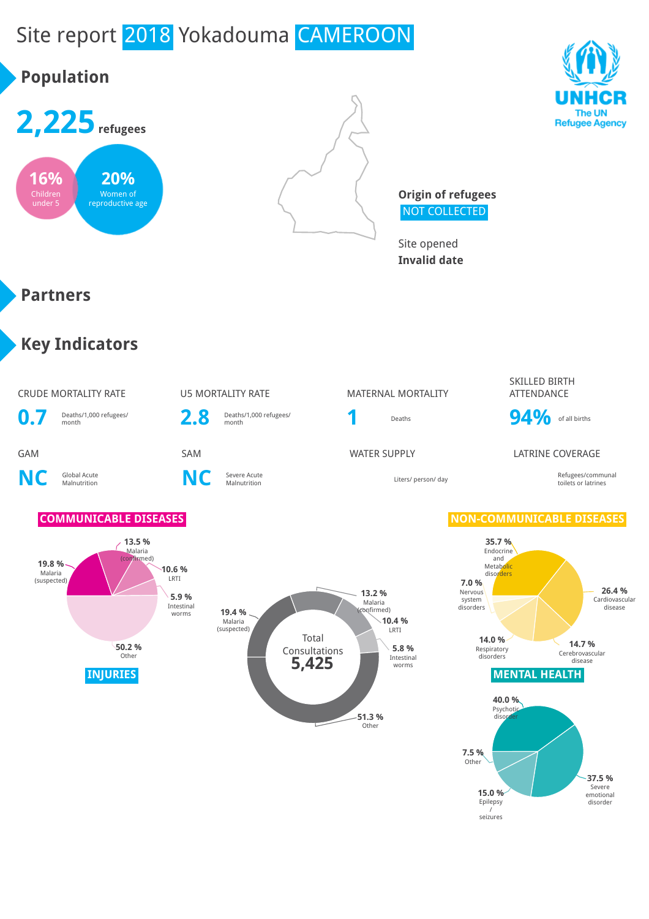# Site report 2018 Yokadouma CAMEROON

UNHCR
The UN Refugee Agency

## Population

**2,225** refugees

**16%** Children under 5

**20%** Women of reproductive age

**Origin of refugees**
NOT COLLECTED

Site opened
**Invalid date**

## Partners

## Key Indicators

| CRUDE MORTALITY RATE | U5 MORTALITY RATE | MATERNAL MORTALITY | SKILLED BIRTH ATTENDANCE |
|---|---|---|---|
| **0.7** Deaths/1,000 refugees/ month | **2.8** Deaths/1,000 refugees/ month | **1** Deaths | **94%** of all births |

| GAM | SAM | WATER SUPPLY | LATRINE COVERAGE |
|---|---|---|---|
| **NC** Global Acute Malnutrition | **NC** Severe Acute Malnutrition | Liters/ person/ day | Refugees/communal toilets or latrines |

### COMMUNICABLE DISEASES

- 13.5 % Malaria (confirmed)
- 19.8 % Malaria (suspected)
- 10.6 % LRTI
- 5.9 % Intestinal worms
- 50.2 % Other

### INJURIES

Total Consultations **5,425**

- 13.2 % Malaria (confirmed)
- 19.4 % Malaria (suspected)
- 10.4 % LRTI
- 5.8 % Intestinal worms
- 51.3 % Other

### NON-COMMUNICABLE DISEASES

- 35.7 % Endocrine and Metabolic disorders
- 7.0 % Nervous system disorders
- 26.4 % Cardiovascular disease
- 14.0 % Respiratory disorders
- 14.7 % Cerebrovascular disease

### MENTAL HEALTH

- 40.0 % Psychotic disorder
- 7.5 % Other
- 37.5 % Severe emotional disorder
- 15.0 % Epilepsy / seizures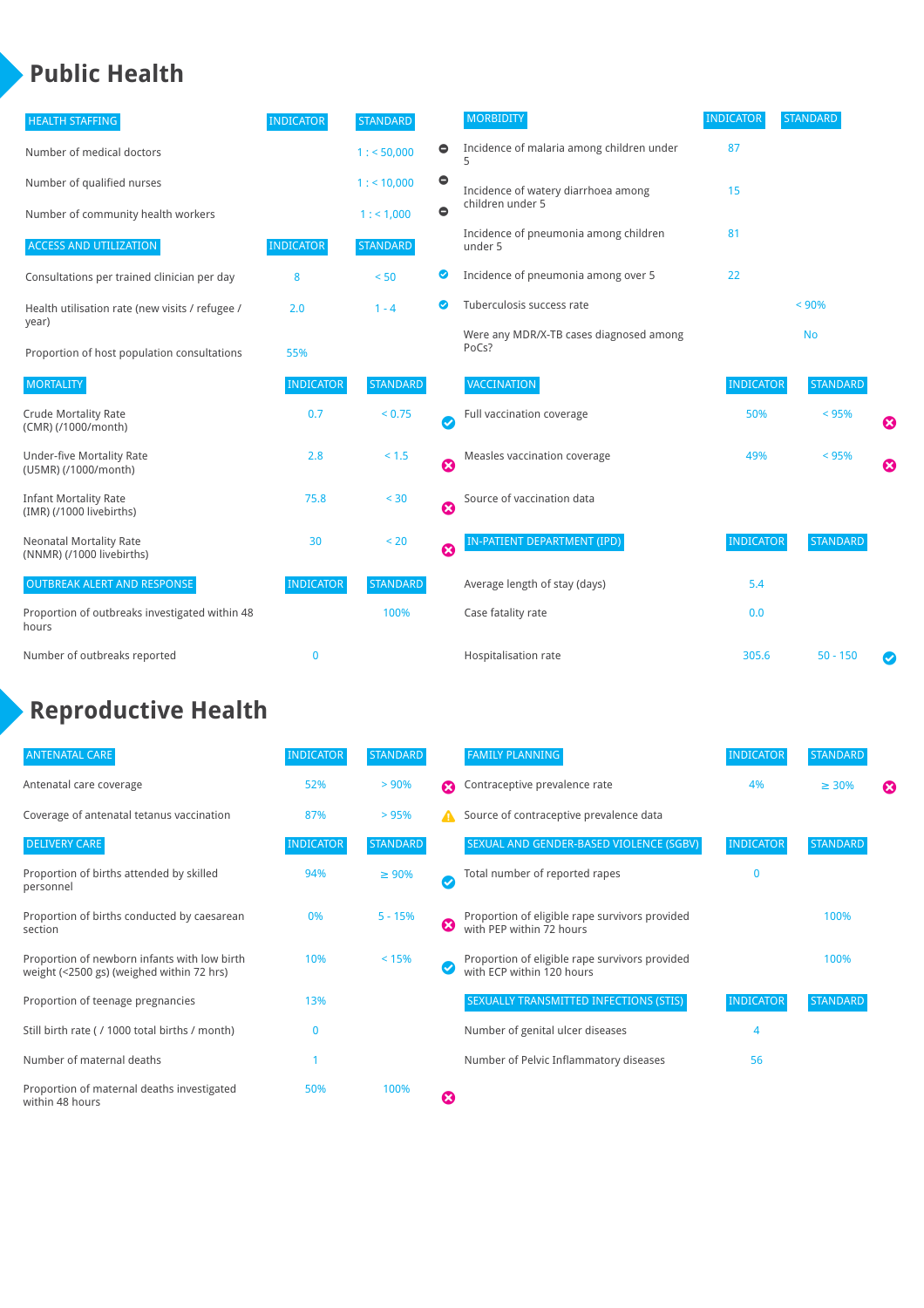# Public Health

| HEALTH STAFFING | INDICATOR | STANDARD | |
|---|---|---|---|
| Number of medical doctors | | 1 : < 50,000 | ⊖ |
| Number of qualified nurses | | 1 : < 10,000 | ⊖ |
| Number of community health workers | | 1 : < 1,000 | ⊖ |

| ACCESS AND UTILIZATION | INDICATOR | STANDARD | |
|---|---|---|---|
| Consultations per trained clinician per day | 8 | < 50 | ✔ |
| Health utilisation rate (new visits / refugee / year) | 2.0 | 1 - 4 | ✔ |
| Proportion of host population consultations | 55% | | |

| MORTALITY | INDICATOR | STANDARD | |
|---|---|---|---|
| Crude Mortality Rate (CMR) (/1000/month) | 0.7 | < 0.75 | ✔ |
| Under-five Mortality Rate (U5MR) (/1000/month) | 2.8 | < 1.5 | ✖ |
| Infant Mortality Rate (IMR) (/1000 livebirths) | 75.8 | < 30 | ✖ |
| Neonatal Mortality Rate (NNMR) (/1000 livebirths) | 30 | < 20 | ✖ |

| OUTBREAK ALERT AND RESPONSE | INDICATOR | STANDARD |
|---|---|---|
| Proportion of outbreaks investigated within 48 hours | | 100% |
| Number of outbreaks reported | 0 | |

| MORBIDITY | INDICATOR | STANDARD |
|---|---|---|
| Incidence of malaria among children under 5 | 87 | |
| Incidence of watery diarrhoea among children under 5 | 15 | |
| Incidence of pneumonia among children under 5 | 81 | |
| Incidence of pneumonia among over 5 | 22 | |
| Tuberculosis success rate | | < 90% |
| Were any MDR/X-TB cases diagnosed among PoCs? | | No |

| VACCINATION | INDICATOR | STANDARD | |
|---|---|---|---|
| Full vaccination coverage | 50% | < 95% | ✖ |
| Measles vaccination coverage | 49% | < 95% | ✖ |
| Source of vaccination data | | | |

| IN-PATIENT DEPARTMENT (IPD) | INDICATOR | STANDARD | |
|---|---|---|---|
| Average length of stay (days) | 5.4 | | |
| Case fatality rate | 0.0 | | |
| Hospitalisation rate | 305.6 | 50 - 150 | ✔ |

# Reproductive Health

| ANTENATAL CARE | INDICATOR | STANDARD | |
|---|---|---|---|
| Antenatal care coverage | 52% | > 90% | ✖ |
| Coverage of antenatal tetanus vaccination | 87% | > 95% | |

| DELIVERY CARE | INDICATOR | STANDARD | |
|---|---|---|---|
| Proportion of births attended by skilled personnel | 94% | ≥ 90% | ✔ |
| Proportion of births conducted by caesarean section | 0% | 5 - 15% | ✖ |
| Proportion of newborn infants with low birth weight (<2500 gs) (weighed within 72 hrs) | 10% | < 15% | ✔ |
| Proportion of teenage pregnancies | 13% | | |
| Still birth rate ( / 1000 total births / month) | 0 | | |
| Number of maternal deaths | 1 | | |
| Proportion of maternal deaths investigated within 48 hours | 50% | 100% | ✖ |

| FAMILY PLANNING | INDICATOR | STANDARD | |
|---|---|---|---|
| Contraceptive prevalence rate | 4% | ≥ 30% | ✖ |
| Source of contraceptive prevalence data | | | ⚠ |

| SEXUAL AND GENDER-BASED VIOLENCE (SGBV) | INDICATOR | STANDARD |
|---|---|---|
| Total number of reported rapes | 0 | |
| Proportion of eligible rape survivors provided with PEP within 72 hours | | 100% |
| Proportion of eligible rape survivors provided with ECP within 120 hours | | 100% |

| SEXUALLY TRANSMITTED INFECTIONS (STIS) | INDICATOR | STANDARD |
|---|---|---|
| Number of genital ulcer diseases | 4 | |
| Number of Pelvic Inflammatory diseases | 56 | |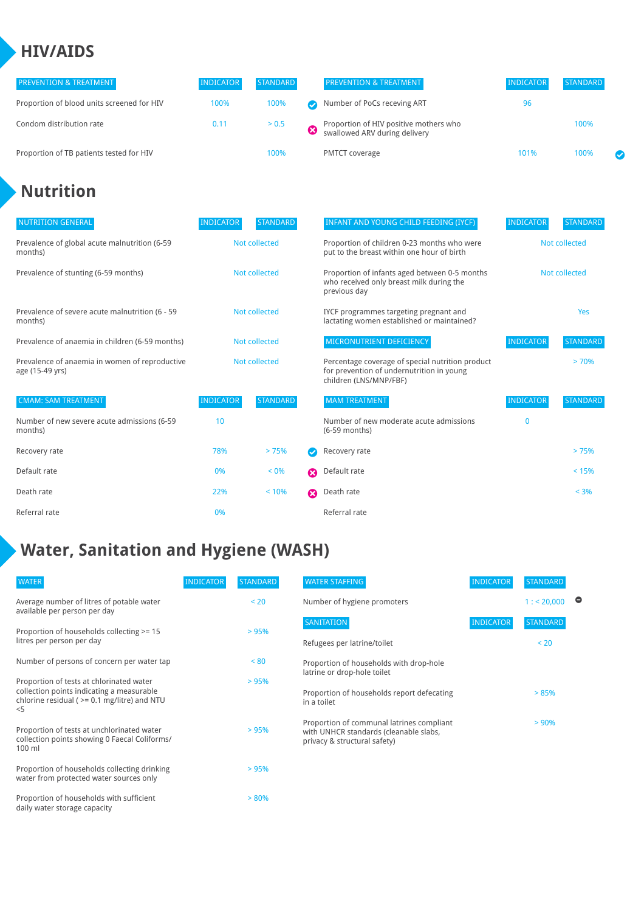# HIV/AIDS

| PREVENTION & TREATMENT | INDICATOR | STANDARD | |
|---|---|---|---|
| Proportion of blood units screened for HIV | 100% | 100% | ✔ |
| Condom distribution rate | 0.11 | > 0.5 | ✖ |
| Proportion of TB patients tested for HIV | | 100% | |

| PREVENTION & TREATMENT | INDICATOR | STANDARD | |
|---|---|---|---|
| Number of PoCs receving ART | 96 | | |
| Proportion of HIV positive mothers who swallowed ARV during delivery | | 100% | |
| PMTCT coverage | 101% | 100% | ✔ |

# Nutrition

| NUTRITION GENERAL | INDICATOR | STANDARD |
|---|---|---|
| Prevalence of global acute malnutrition (6-59 months) | Not collected | |
| Prevalence of stunting (6-59 months) | Not collected | |
| Prevalence of severe acute malnutrition (6 - 59 months) | Not collected | |
| Prevalence of anaemia in children (6-59 months) | Not collected | |
| Prevalence of anaemia in women of reproductive age (15-49 yrs) | Not collected | |

| INFANT AND YOUNG CHILD FEEDING (IYCF) | INDICATOR | STANDARD |
|---|---|---|
| Proportion of children 0-23 months who were put to the breast within one hour of birth | Not collected | |
| Proportion of infants aged between 0-5 months who received only breast milk during the previous day | Not collected | |
| IYCF programmes targeting pregnant and lactating women established or maintained? | | Yes |

| MICRONUTRIENT DEFICIENCY | INDICATOR | STANDARD |
|---|---|---|
| Percentage coverage of special nutrition product for prevention of undernutrition in young children (LNS/MNP/FBF) | | > 70% |

| CMAM: SAM TREATMENT | INDICATOR | STANDARD | |
|---|---|---|---|
| Number of new severe acute admissions (6-59 months) | 10 | | |
| Recovery rate | 78% | > 75% | ✔ |
| Default rate | 0% | < 0% | ✖ |
| Death rate | 22% | < 10% | ✖ |
| Referral rate | 0% | | |

| MAM TREATMENT | INDICATOR | STANDARD |
|---|---|---|
| Number of new moderate acute admissions (6-59 months) | 0 | |
| Recovery rate | | > 75% |
| Default rate | | < 15% |
| Death rate | | < 3% |
| Referral rate | | |

# Water, Sanitation and Hygiene (WASH)

| WATER | INDICATOR | STANDARD |
|---|---|---|
| Average number of litres of potable water available per person per day | | < 20 |
| Proportion of households collecting >= 15 litres per person per day | | > 95% |
| Number of persons of concern per water tap | | < 80 |
| Proportion of tests at chlorinated water collection points indicating a measurable chlorine residual ( >= 0.1 mg/litre) and NTU <5 | | > 95% |
| Proportion of tests at unchlorinated water collection points showing 0 Faecal Coliforms/ 100 ml | | > 95% |
| Proportion of households collecting drinking water from protected water sources only | | > 95% |
| Proportion of households with sufficient daily water storage capacity | | > 80% |

| WATER STAFFING | INDICATOR | STANDARD | |
|---|---|---|---|
| Number of hygiene promoters | | 1 : < 20,000 | ⊖ |

| SANITATION | INDICATOR | STANDARD |
|---|---|---|
| Refugees per latrine/toilet | | < 20 |
| Proportion of households with drop-hole latrine or drop-hole toilet | | |
| Proportion of households report defecating in a toilet | | > 85% |
| Proportion of communal latrines compliant with UNHCR standards (cleanable slabs, privacy & structural safety) | | > 90% |